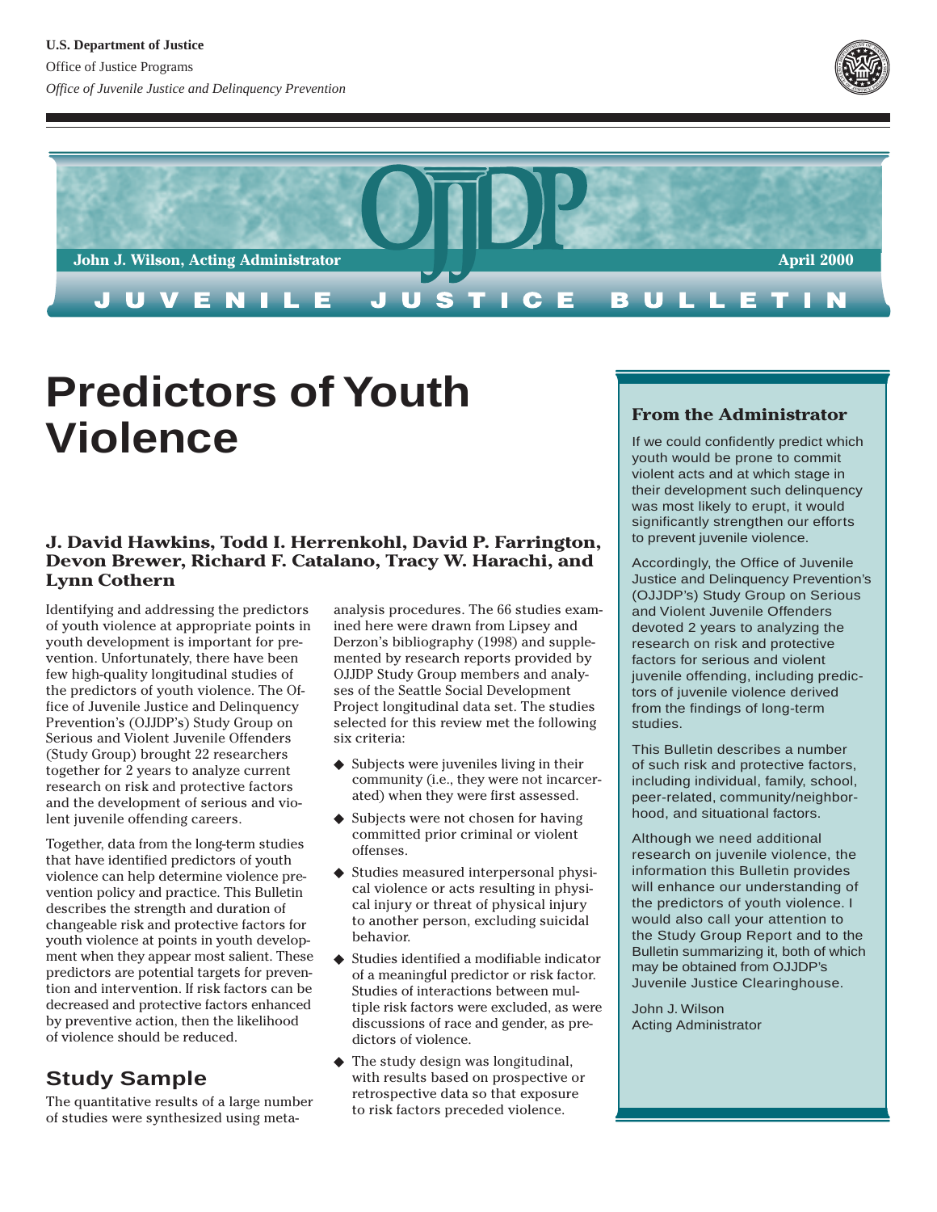U.S. Department of Justice

Office of Justice Programs

*Office of Juvenile Justice and Delinquency Prevention*

OJJDP

John J. Wilson, Acting Administrator

April 2000

JUVENILE JUSTICE BULLETIN

# Predictors of Youth Violence

**J. David Hawkins, Todd I. Herrenkohl, David P. Farrington, Devon Brewer, Richard F. Catalano, Tracy W. Harachi, and Lynn Cothern**

Identifying and addressing the predictors of youth violence at appropriate points in youth development is important for prevention. Unfortunately, there have been few high-quality longitudinal studies of the predictors of youth violence. The Office of Juvenile Justice and Delinquency Prevention's (OJJDP's) Study Group on Serious and Violent Juvenile Offenders (Study Group) brought 22 researchers together for 2 years to analyze current research on risk and protective factors and the development of serious and violent juvenile offending careers.

Together, data from the long-term studies that have identified predictors of youth violence can help determine violence prevention policy and practice. This Bulletin describes the strength and duration of changeable risk and protective factors for youth violence at points in youth development when they appear most salient. These predictors are potential targets for prevention and intervention. If risk factors can be decreased and protective factors enhanced by preventive action, then the likelihood of violence should be reduced.

## Study Sample

The quantitative results of a large number of studies were synthesized using meta-analysis procedures. The 66 studies examined here were drawn from Lipsey and Derzon's bibliography (1998) and supplemented by research reports provided by OJJDP Study Group members and analyses of the Seattle Social Development Project longitudinal data set. The studies selected for this review met the following six criteria:

- Subjects were juveniles living in their community (i.e., they were not incarcerated) when they were first assessed.
- Subjects were not chosen for having committed prior criminal or violent offenses.
- Studies measured interpersonal physical violence or acts resulting in physical injury or threat of physical injury to another person, excluding suicidal behavior.
- Studies identified a modifiable indicator of a meaningful predictor or risk factor. Studies of interactions between multiple risk factors were excluded, as were discussions of race and gender, as predictors of violence.
- The study design was longitudinal, with results based on prospective or retrospective data so that exposure to risk factors preceded violence.

### From the Administrator

If we could confidently predict which youth would be prone to commit violent acts and at which stage in their development such delinquency was most likely to erupt, it would significantly strengthen our efforts to prevent juvenile violence.

Accordingly, the Office of Juvenile Justice and Delinquency Prevention's (OJJDP's) Study Group on Serious and Violent Juvenile Offenders devoted 2 years to analyzing the research on risk and protective factors for serious and violent juvenile offending, including predictors of juvenile violence derived from the findings of long-term studies.

This Bulletin describes a number of such risk and protective factors, including individual, family, school, peer-related, community/neighborhood, and situational factors.

Although we need additional research on juvenile violence, the information this Bulletin provides will enhance our understanding of the predictors of youth violence. I would also call your attention to the Study Group Report and to the Bulletin summarizing it, both of which may be obtained from OJJDP's Juvenile Justice Clearinghouse.

John J. Wilson
Acting Administrator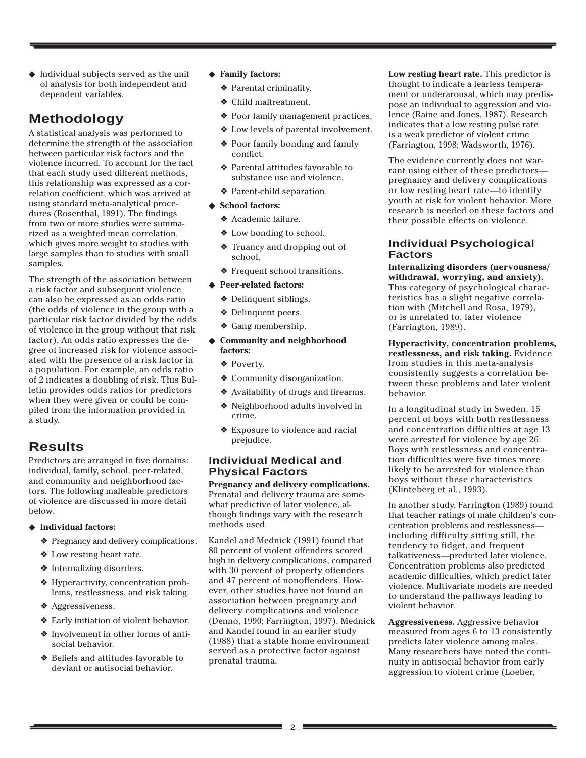- Individual subjects served as the unit of analysis for both independent and dependent variables.

## Methodology

A statistical analysis was performed to determine the strength of the association between particular risk factors and the violence incurred. To account for the fact that each study used different methods, this relationship was expressed as a correlation coefficient, which was arrived at using standard meta-analytical procedures (Rosenthal, 1991). The findings from two or more studies were summarized as a weighted mean correlation, which gives more weight to studies with large samples than to studies with small samples.

The strength of the association between a risk factor and subsequent violence can also be expressed as an odds ratio (the odds of violence in the group with a particular risk factor divided by the odds of violence in the group without that risk factor). An odds ratio expresses the degree of increased risk for violence associated with the presence of a risk factor in a population. For example, an odds ratio of 2 indicates a doubling of risk. This Bulletin provides odds ratios for predictors when they were given or could be compiled from the information provided in a study.

## Results

Predictors are arranged in five domains: individual, family, school, peer-related, and community and neighborhood factors. The following malleable predictors of violence are discussed in more detail below.

- **Individual factors:**
  - Pregnancy and delivery complications.
  - Low resting heart rate.
  - Internalizing disorders.
  - Hyperactivity, concentration problems, restlessness, and risk taking.
  - Aggressiveness.
  - Early initiation of violent behavior.
  - Involvement in other forms of antisocial behavior.
  - Beliefs and attitudes favorable to deviant or antisocial behavior.
- **Family factors:**
  - Parental criminality.
  - Child maltreatment.
  - Poor family management practices.
  - Low levels of parental involvement.
  - Poor family bonding and family conflict.
  - Parental attitudes favorable to substance use and violence.
  - Parent-child separation.
- **School factors:**
  - Academic failure.
  - Low bonding to school.
  - Truancy and dropping out of school.
  - Frequent school transitions.
- **Peer-related factors:**
  - Delinquent siblings.
  - Delinquent peers.
  - Gang membership.
- **Community and neighborhood factors:**
  - Poverty.
  - Community disorganization.
  - Availability of drugs and firearms.
  - Neighborhood adults involved in crime.
  - Exposure to violence and racial prejudice.

### Individual Medical and Physical Factors

**Pregnancy and delivery complications.** Prenatal and delivery trauma are somewhat predictive of later violence, although findings vary with the research methods used.

Kandel and Mednick (1991) found that 80 percent of violent offenders scored high in delivery complications, compared with 30 percent of property offenders and 47 percent of nonoffenders. However, other studies have not found an association between pregnancy and delivery complications and violence (Denno, 1990; Farrington, 1997). Mednick and Kandel found in an earlier study (1988) that a stable home environment served as a protective factor against prenatal trauma.

**Low resting heart rate.** This predictor is thought to indicate a fearless temperament or underarousal, which may predispose an individual to aggression and violence (Raine and Jones, 1987). Research indicates that a low resting pulse rate is a weak predictor of violent crime (Farrington, 1998; Wadsworth, 1976).

The evidence currently does not warrant using either of these predictors—pregnancy and delivery complications or low resting heart rate—to identify youth at risk for violent behavior. More research is needed on these factors and their possible effects on violence.

### Individual Psychological Factors

**Internalizing disorders (nervousness/ withdrawal, worrying, and anxiety).** This category of psychological characteristics has a slight negative correlation with (Mitchell and Rosa, 1979), or is unrelated to, later violence (Farrington, 1989).

**Hyperactivity, concentration problems, restlessness, and risk taking.** Evidence from studies in this meta-analysis consistently suggests a correlation between these problems and later violent behavior.

In a longitudinal study in Sweden, 15 percent of boys with both restlessness and concentration difficulties at age 13 were arrested for violence by age 26. Boys with restlessness and concentration difficulties were five times more likely to be arrested for violence than boys without these characteristics (Klinteberg et al., 1993).

In another study, Farrington (1989) found that teacher ratings of male children's concentration problems and restlessness—including difficulty sitting still, the tendency to fidget, and frequent talkativeness—predicted later violence. Concentration problems also predicted academic difficulties, which predict later violence. Multivariate models are needed to understand the pathways leading to violent behavior.

**Aggressiveness.** Aggressive behavior measured from ages 6 to 13 consistently predicts later violence among males. Many researchers have noted the continuity in antisocial behavior from early aggression to violent crime (Loeber,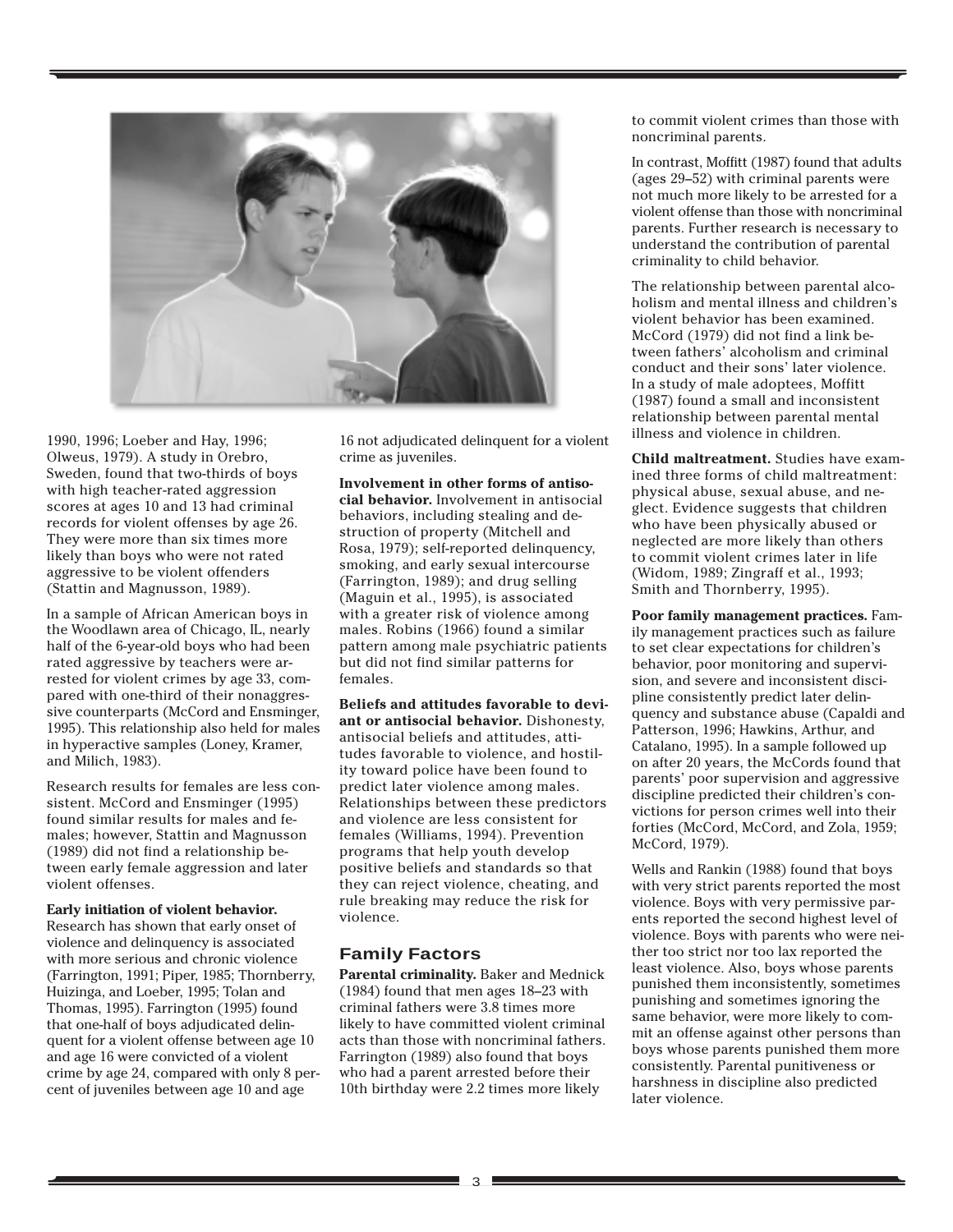1990, 1996; Loeber and Hay, 1996; Olweus, 1979). A study in Orebro, Sweden, found that two-thirds of boys with high teacher-rated aggression scores at ages 10 and 13 had criminal records for violent offenses by age 26. They were more than six times more likely than boys who were not rated aggressive to be violent offenders (Stattin and Magnusson, 1989).

In a sample of African American boys in the Woodlawn area of Chicago, IL, nearly half of the 6-year-old boys who had been rated aggressive by teachers were arrested for violent crimes by age 33, compared with one-third of their nonaggressive counterparts (McCord and Ensminger, 1995). This relationship also held for males in hyperactive samples (Loney, Kramer, and Milich, 1983).

Research results for females are less consistent. McCord and Ensminger (1995) found similar results for males and females; however, Stattin and Magnusson (1989) did not find a relationship between early female aggression and later violent offenses.

**Early initiation of violent behavior.** Research has shown that early onset of violence and delinquency is associated with more serious and chronic violence (Farrington, 1991; Piper, 1985; Thornberry, Huizinga, and Loeber, 1995; Tolan and Thomas, 1995). Farrington (1995) found that one-half of boys adjudicated delinquent for a violent offense between age 10 and age 16 were convicted of a violent crime by age 24, compared with only 8 percent of juveniles between age 10 and age 16 not adjudicated delinquent for a violent crime as juveniles.

**Involvement in other forms of antisocial behavior.** Involvement in antisocial behaviors, including stealing and destruction of property (Mitchell and Rosa, 1979); self-reported delinquency, smoking, and early sexual intercourse (Farrington, 1989); and drug selling (Maguin et al., 1995), is associated with a greater risk of violence among males. Robins (1966) found a similar pattern among male psychiatric patients but did not find similar patterns for females.

**Beliefs and attitudes favorable to deviant or antisocial behavior.** Dishonesty, antisocial beliefs and attitudes, attitudes favorable to violence, and hostility toward police have been found to predict later violence among males. Relationships between these predictors and violence are less consistent for females (Williams, 1994). Prevention programs that help youth develop positive beliefs and standards so that they can reject violence, cheating, and rule breaking may reduce the risk for violence.

## Family Factors

**Parental criminality.** Baker and Mednick (1984) found that men ages 18–23 with criminal fathers were 3.8 times more likely to have committed violent criminal acts than those with noncriminal fathers. Farrington (1989) also found that boys who had a parent arrested before their 10th birthday were 2.2 times more likely to commit violent crimes than those with noncriminal parents.

In contrast, Moffitt (1987) found that adults (ages 29–52) with criminal parents were not much more likely to be arrested for a violent offense than those with noncriminal parents. Further research is necessary to understand the contribution of parental criminality to child behavior.

The relationship between parental alcoholism and mental illness and children's violent behavior has been examined. McCord (1979) did not find a link between fathers' alcoholism and criminal conduct and their sons' later violence. In a study of male adoptees, Moffitt (1987) found a small and inconsistent relationship between parental mental illness and violence in children.

**Child maltreatment.** Studies have examined three forms of child maltreatment: physical abuse, sexual abuse, and neglect. Evidence suggests that children who have been physically abused or neglected are more likely than others to commit violent crimes later in life (Widom, 1989; Zingraff et al., 1993; Smith and Thornberry, 1995).

**Poor family management practices.** Family management practices such as failure to set clear expectations for children's behavior, poor monitoring and supervision, and severe and inconsistent discipline consistently predict later delinquency and substance abuse (Capaldi and Patterson, 1996; Hawkins, Arthur, and Catalano, 1995). In a sample followed up on after 20 years, the McCords found that parents' poor supervision and aggressive discipline predicted their children's convictions for person crimes well into their forties (McCord, McCord, and Zola, 1959; McCord, 1979).

Wells and Rankin (1988) found that boys with very strict parents reported the most violence. Boys with very permissive parents reported the second highest level of violence. Boys with parents who were neither too strict nor too lax reported the least violence. Also, boys whose parents punished them inconsistently, sometimes punishing and sometimes ignoring the same behavior, were more likely to commit an offense against other persons than boys whose parents punished them more consistently. Parental punitiveness or harshness in discipline also predicted later violence.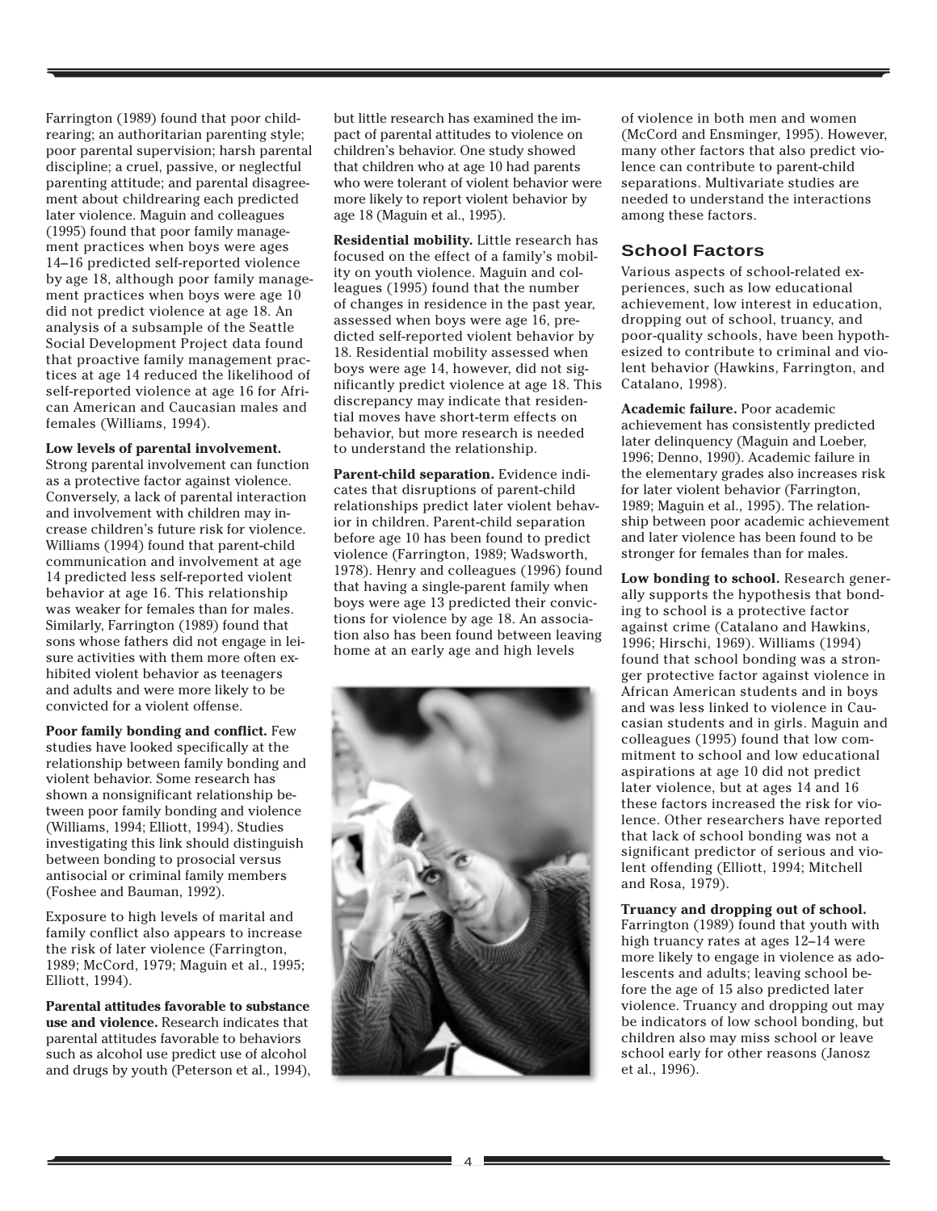Farrington (1989) found that poor childrearing; an authoritarian parenting style; poor parental supervision; harsh parental discipline; a cruel, passive, or neglectful parenting attitude; and parental disagreement about childrearing each predicted later violence. Maguin and colleagues (1995) found that poor family management practices when boys were ages 14–16 predicted self-reported violence by age 18, although poor family management practices when boys were age 10 did not predict violence at age 18. An analysis of a subsample of the Seattle Social Development Project data found that proactive family management practices at age 14 reduced the likelihood of self-reported violence at age 16 for African American and Caucasian males and females (Williams, 1994).

**Low levels of parental involvement.** Strong parental involvement can function as a protective factor against violence. Conversely, a lack of parental interaction and involvement with children may increase children's future risk for violence. Williams (1994) found that parent-child communication and involvement at age 14 predicted less self-reported violent behavior at age 16. This relationship was weaker for females than for males. Similarly, Farrington (1989) found that sons whose fathers did not engage in leisure activities with them more often exhibited violent behavior as teenagers and adults and were more likely to be convicted for a violent offense.

**Poor family bonding and conflict.** Few studies have looked specifically at the relationship between family bonding and violent behavior. Some research has shown a nonsignificant relationship between poor family bonding and violence (Williams, 1994; Elliott, 1994). Studies investigating this link should distinguish between bonding to prosocial versus antisocial or criminal family members (Foshee and Bauman, 1992).

Exposure to high levels of marital and family conflict also appears to increase the risk of later violence (Farrington, 1989; McCord, 1979; Maguin et al., 1995; Elliott, 1994).

**Parental attitudes favorable to substance use and violence.** Research indicates that parental attitudes favorable to behaviors such as alcohol use predict use of alcohol and drugs by youth (Peterson et al., 1994), but little research has examined the impact of parental attitudes to violence on children's behavior. One study showed that children who at age 10 had parents who were tolerant of violent behavior were more likely to report violent behavior by age 18 (Maguin et al., 1995).

**Residential mobility.** Little research has focused on the effect of a family's mobility on youth violence. Maguin and colleagues (1995) found that the number of changes in residence in the past year, assessed when boys were age 16, predicted self-reported violent behavior by 18. Residential mobility assessed when boys were age 14, however, did not significantly predict violence at age 18. This discrepancy may indicate that residential moves have short-term effects on behavior, but more research is needed to understand the relationship.

**Parent-child separation.** Evidence indicates that disruptions of parent-child relationships predict later violent behavior in children. Parent-child separation before age 10 has been found to predict violence (Farrington, 1989; Wadsworth, 1978). Henry and colleagues (1996) found that having a single-parent family when boys were age 13 predicted their convictions for violence by age 18. An association also has been found between leaving home at an early age and high levels of violence in both men and women (McCord and Ensminger, 1995). However, many other factors that also predict violence can contribute to parent-child separations. Multivariate studies are needed to understand the interactions among these factors.

## School Factors

Various aspects of school-related experiences, such as low educational achievement, low interest in education, dropping out of school, truancy, and poor-quality schools, have been hypothesized to contribute to criminal and violent behavior (Hawkins, Farrington, and Catalano, 1998).

**Academic failure.** Poor academic achievement has consistently predicted later delinquency (Maguin and Loeber, 1996; Denno, 1990). Academic failure in the elementary grades also increases risk for later violent behavior (Farrington, 1989; Maguin et al., 1995). The relationship between poor academic achievement and later violence has been found to be stronger for females than for males.

**Low bonding to school.** Research generally supports the hypothesis that bonding to school is a protective factor against crime (Catalano and Hawkins, 1996; Hirschi, 1969). Williams (1994) found that school bonding was a stronger protective factor against violence in African American students and in boys and was less linked to violence in Caucasian students and in girls. Maguin and colleagues (1995) found that low commitment to school and low educational aspirations at age 10 did not predict later violence, but at ages 14 and 16 these factors increased the risk for violence. Other researchers have reported that lack of school bonding was not a significant predictor of serious and violent offending (Elliott, 1994; Mitchell and Rosa, 1979).

**Truancy and dropping out of school.** Farrington (1989) found that youth with high truancy rates at ages 12–14 were more likely to engage in violence as adolescents and adults; leaving school before the age of 15 also predicted later violence. Truancy and dropping out may be indicators of low school bonding, but children also may miss school or leave school early for other reasons (Janosz et al., 1996).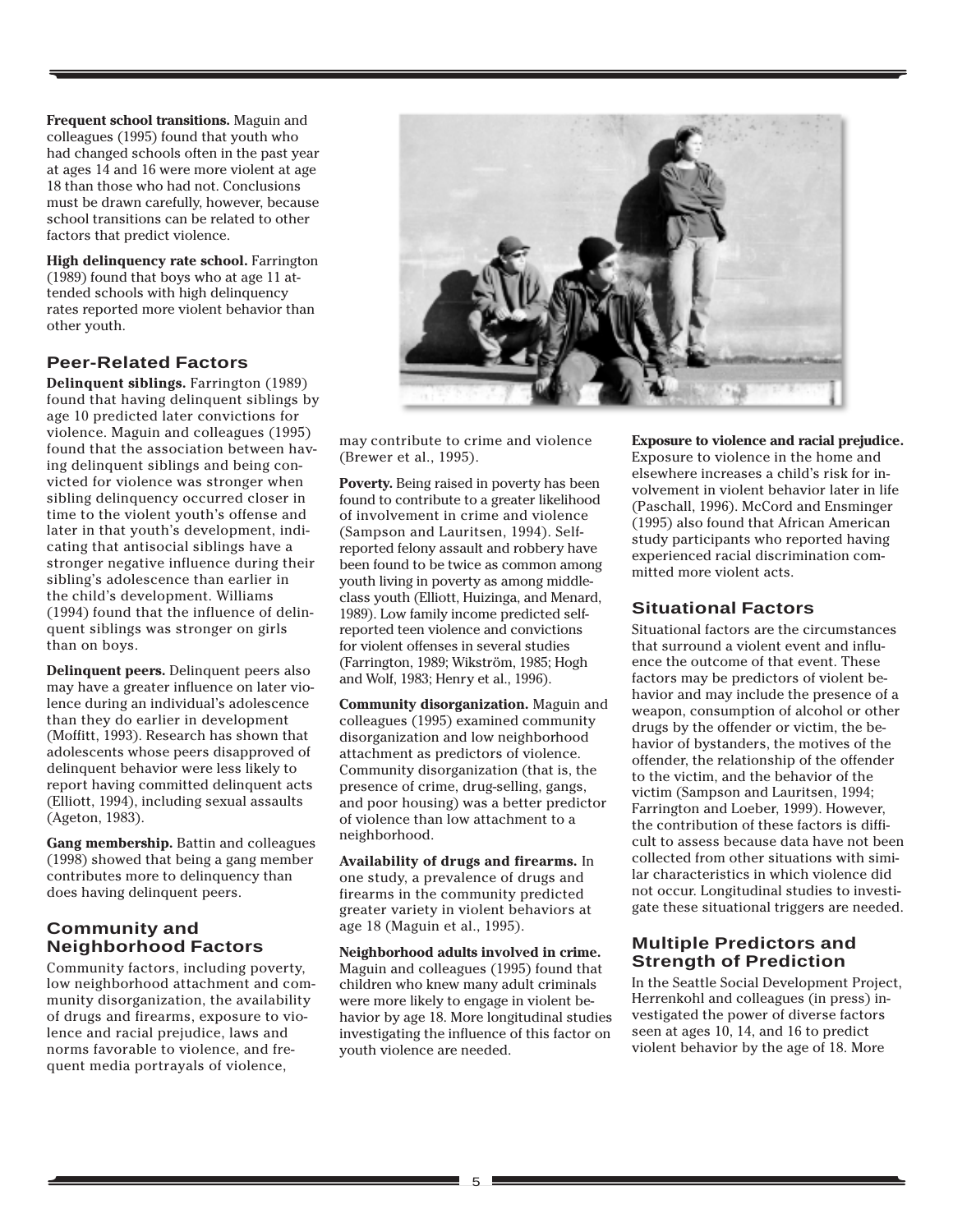**Frequent school transitions.** Maguin and colleagues (1995) found that youth who had changed schools often in the past year at ages 14 and 16 were more violent at age 18 than those who had not. Conclusions must be drawn carefully, however, because school transitions can be related to other factors that predict violence.

**High delinquency rate school.** Farrington (1989) found that boys who at age 11 attended schools with high delinquency rates reported more violent behavior than other youth.

## Peer-Related Factors

**Delinquent siblings.** Farrington (1989) found that having delinquent siblings by age 10 predicted later convictions for violence. Maguin and colleagues (1995) found that the association between having delinquent siblings and being convicted for violence was stronger when sibling delinquency occurred closer in time to the violent youth's offense and later in that youth's development, indicating that antisocial siblings have a stronger negative influence during their sibling's adolescence than earlier in the child's development. Williams (1994) found that the influence of delinquent siblings was stronger on girls than on boys.

**Delinquent peers.** Delinquent peers also may have a greater influence on later violence during an individual's adolescence than they do earlier in development (Moffitt, 1993). Research has shown that adolescents whose peers disapproved of delinquent behavior were less likely to report having committed delinquent acts (Elliott, 1994), including sexual assaults (Ageton, 1983).

**Gang membership.** Battin and colleagues (1998) showed that being a gang member contributes more to delinquency than does having delinquent peers.

## Community and Neighborhood Factors

Community factors, including poverty, low neighborhood attachment and community disorganization, the availability of drugs and firearms, exposure to violence and racial prejudice, laws and norms favorable to violence, and frequent media portrayals of violence, may contribute to crime and violence (Brewer et al., 1995).

**Poverty.** Being raised in poverty has been found to contribute to a greater likelihood of involvement in crime and violence (Sampson and Lauritsen, 1994). Self-reported felony assault and robbery have been found to be twice as common among youth living in poverty as among middle-class youth (Elliott, Huizinga, and Menard, 1989). Low family income predicted self-reported teen violence and convictions for violent offenses in several studies (Farrington, 1989; Wikström, 1985; Hogh and Wolf, 1983; Henry et al., 1996).

**Community disorganization.** Maguin and colleagues (1995) examined community disorganization and low neighborhood attachment as predictors of violence. Community disorganization (that is, the presence of crime, drug-selling, gangs, and poor housing) was a better predictor of violence than low attachment to a neighborhood.

**Availability of drugs and firearms.** In one study, a prevalence of drugs and firearms in the community predicted greater variety in violent behaviors at age 18 (Maguin et al., 1995).

**Neighborhood adults involved in crime.** Maguin and colleagues (1995) found that children who knew many adult criminals were more likely to engage in violent behavior by age 18. More longitudinal studies investigating the influence of this factor on youth violence are needed.

**Exposure to violence and racial prejudice.** Exposure to violence in the home and elsewhere increases a child's risk for involvement in violent behavior later in life (Paschall, 1996). McCord and Ensminger (1995) also found that African American study participants who reported having experienced racial discrimination committed more violent acts.

## Situational Factors

Situational factors are the circumstances that surround a violent event and influence the outcome of that event. These factors may be predictors of violent behavior and may include the presence of a weapon, consumption of alcohol or other drugs by the offender or victim, the behavior of bystanders, the motives of the offender, the relationship of the offender to the victim, and the behavior of the victim (Sampson and Lauritsen, 1994; Farrington and Loeber, 1999). However, the contribution of these factors is difficult to assess because data have not been collected from other situations with similar characteristics in which violence did not occur. Longitudinal studies to investigate these situational triggers are needed.

## Multiple Predictors and Strength of Prediction

In the Seattle Social Development Project, Herrenkohl and colleagues (in press) investigated the power of diverse factors seen at ages 10, 14, and 16 to predict violent behavior by the age of 18. More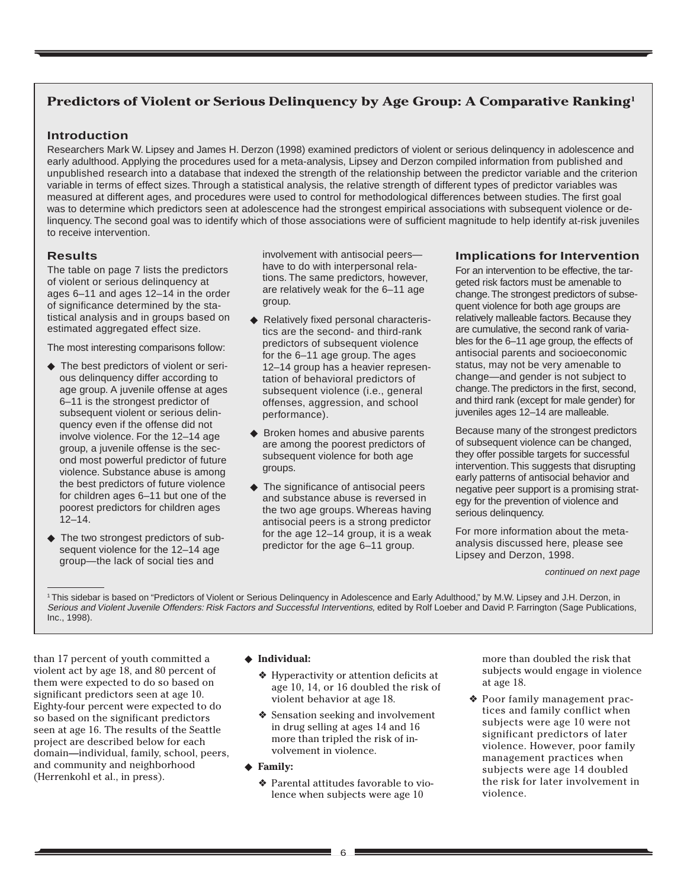## Predictors of Violent or Serious Delinquency by Age Group: A Comparative Ranking[1]

### Introduction

Researchers Mark W. Lipsey and James H. Derzon (1998) examined predictors of violent or serious delinquency in adolescence and early adulthood. Applying the procedures used for a meta-analysis, Lipsey and Derzon compiled information from published and unpublished research into a database that indexed the strength of the relationship between the predictor variable and the criterion variable in terms of effect sizes. Through a statistical analysis, the relative strength of different types of predictor variables was measured at different ages, and procedures were used to control for methodological differences between studies. The first goal was to determine which predictors seen at adolescence had the strongest empirical associations with subsequent violence or delinquency. The second goal was to identify which of those associations were of sufficient magnitude to help identify at-risk juveniles to receive intervention.

### Results

The table on page 7 lists the predictors of violent or serious delinquency at ages 6–11 and ages 12–14 in the order of significance determined by the statistical analysis and in groups based on estimated aggregated effect size.

The most interesting comparisons follow:

- The best predictors of violent or serious delinquency differ according to age group. A juvenile offense at ages 6–11 is the strongest predictor of subsequent violent or serious delinquency even if the offense did not involve violence. For the 12–14 age group, a juvenile offense is the second most powerful predictor of future violence. Substance abuse is among the best predictors of future violence for children ages 6–11 but one of the poorest predictors for children ages 12–14.
- The two strongest predictors of subsequent violence for the 12–14 age group—the lack of social ties and involvement with antisocial peers—have to do with interpersonal relations. The same predictors, however, are relatively weak for the 6–11 age group.
- Relatively fixed personal characteristics are the second- and third-rank predictors of subsequent violence for the 6–11 age group. The ages 12–14 group has a heavier representation of behavioral predictors of subsequent violence (i.e., general offenses, aggression, and school performance).
- Broken homes and abusive parents are among the poorest predictors of subsequent violence for both age groups.
- The significance of antisocial peers and substance abuse is reversed in the two age groups. Whereas having antisocial peers is a strong predictor for the age 12–14 group, it is a weak predictor for the age 6–11 group.

### Implications for Intervention

For an intervention to be effective, the targeted risk factors must be amenable to change. The strongest predictors of subsequent violence for both age groups are relatively malleable factors. Because they are cumulative, the second rank of variables for the 6–11 age group, the effects of antisocial parents and socioeconomic status, may not be very amenable to change—and gender is not subject to change. The predictors in the first, second, and third rank (except for male gender) for juveniles ages 12–14 are malleable.

Because many of the strongest predictors of subsequent violence can be changed, they offer possible targets for successful intervention. This suggests that disrupting early patterns of antisocial behavior and negative peer support is a promising strategy for the prevention of violence and serious delinquency.

For more information about the meta-analysis discussed here, please see Lipsey and Derzon, 1998.

*continued on next page*

[1] This sidebar is based on "Predictors of Violent or Serious Delinquency in Adolescence and Early Adulthood," by M.W. Lipsey and J.H. Derzon, in *Serious and Violent Juvenile Offenders: Risk Factors and Successful Interventions,* edited by Rolf Loeber and David P. Farrington (Sage Publications, Inc., 1998).

---

than 17 percent of youth committed a violent act by age 18, and 80 percent of them were expected to do so based on significant predictors seen at age 10. Eighty-four percent were expected to do so based on the significant predictors seen at age 16. The results of the Seattle project are described below for each domain—individual, family, school, peers, and community and neighborhood (Herrenkohl et al., in press).

- **Individual:**
  - Hyperactivity or attention deficits at age 10, 14, or 16 doubled the risk of violent behavior at age 18.
  - Sensation seeking and involvement in drug selling at ages 14 and 16 more than tripled the risk of involvement in violence.
- **Family:**
  - Parental attitudes favorable to violence when subjects were age 10 more than doubled the risk that subjects would engage in violence at age 18.
  - Poor family management practices and family conflict when subjects were age 10 were not significant predictors of later violence. However, poor family management practices when subjects were age 14 doubled the risk for later involvement in violence.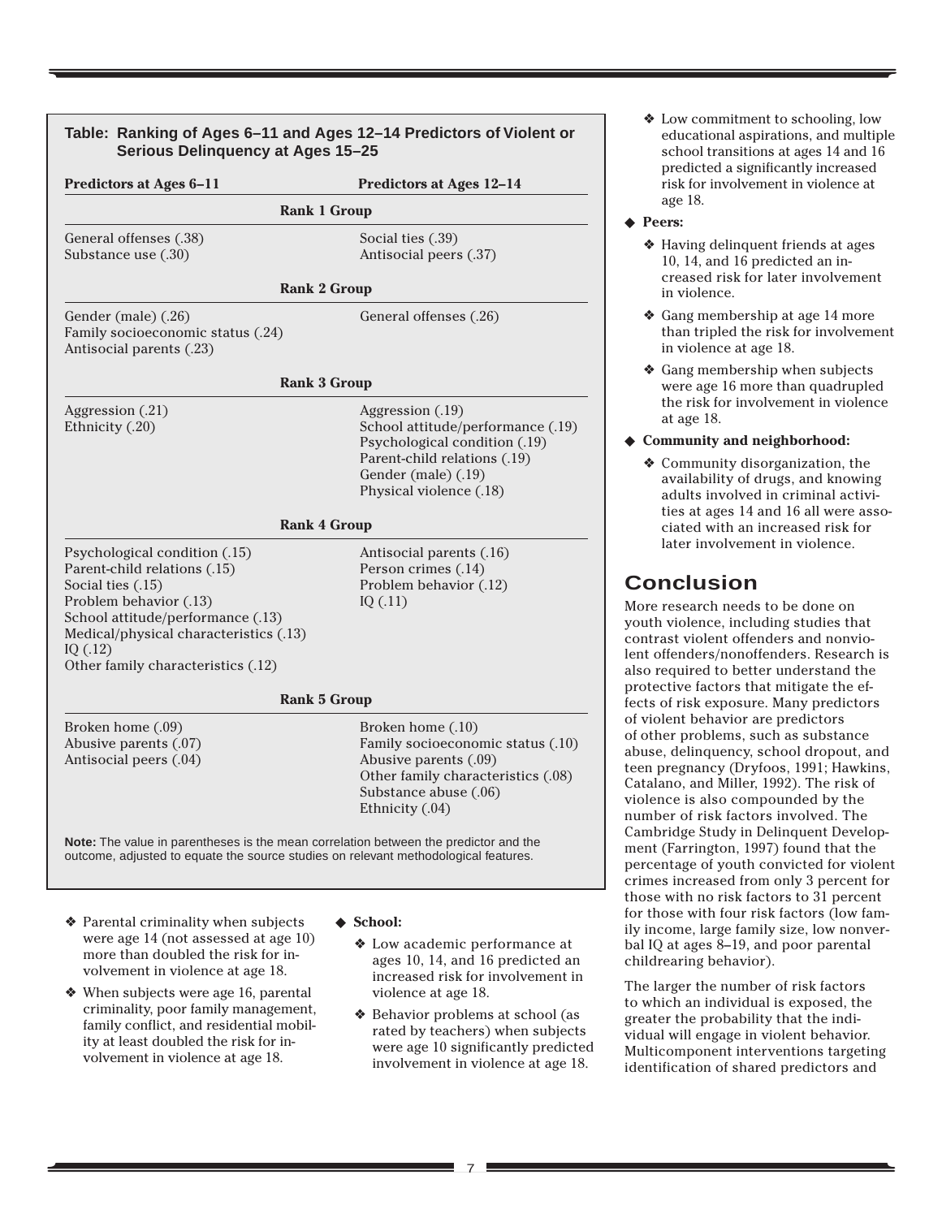**Table: Ranking of Ages 6–11 and Ages 12–14 Predictors of Violent or Serious Delinquency at Ages 15–25**

| Predictors at Ages 6–11 | Predictors at Ages 12–14 |
|---|---|
| **Rank 1 Group** | |
| General offenses (.38)<br>Substance use (.30) | Social ties (.39)<br>Antisocial peers (.37) |
| **Rank 2 Group** | |
| Gender (male) (.26)<br>Family socioeconomic status (.24)<br>Antisocial parents (.23) | General offenses (.26) |
| **Rank 3 Group** | |
| Aggression (.21)<br>Ethnicity (.20) | Aggression (.19)<br>School attitude/performance (.19)<br>Psychological condition (.19)<br>Parent-child relations (.19)<br>Gender (male) (.19)<br>Physical violence (.18) |
| **Rank 4 Group** | |
| Psychological condition (.15)<br>Parent-child relations (.15)<br>Social ties (.15)<br>Problem behavior (.13)<br>School attitude/performance (.13)<br>Medical/physical characteristics (.13)<br>IQ (.12)<br>Other family characteristics (.12) | Antisocial parents (.16)<br>Person crimes (.14)<br>Problem behavior (.12)<br>IQ (.11) |
| **Rank 5 Group** | |
| Broken home (.09)<br>Abusive parents (.07)<br>Antisocial peers (.04) | Broken home (.10)<br>Family socioeconomic status (.10)<br>Abusive parents (.09)<br>Other family characteristics (.08)<br>Substance abuse (.06)<br>Ethnicity (.04) |

**Note:** The value in parentheses is the mean correlation between the predictor and the outcome, adjusted to equate the source studies on relevant methodological features.

- ❖ Parental criminality when subjects were age 14 (not assessed at age 10) more than doubled the risk for involvement in violence at age 18.
- ❖ When subjects were age 16, parental criminality, poor family management, family conflict, and residential mobility at least doubled the risk for involvement in violence at age 18.

- ◆ **School:**
  - ❖ Low academic performance at ages 10, 14, and 16 predicted an increased risk for involvement in violence at age 18.
  - ❖ Behavior problems at school (as rated by teachers) when subjects were age 10 significantly predicted involvement in violence at age 18.
  - ❖ Low commitment to schooling, low educational aspirations, and multiple school transitions at ages 14 and 16 predicted a significantly increased risk for involvement in violence at age 18.
- ◆ **Peers:**
  - ❖ Having delinquent friends at ages 10, 14, and 16 predicted an increased risk for later involvement in violence.
  - ❖ Gang membership at age 14 more than tripled the risk for involvement in violence at age 18.
  - ❖ Gang membership when subjects were age 16 more than quadrupled the risk for involvement in violence at age 18.
- ◆ **Community and neighborhood:**
  - ❖ Community disorganization, the availability of drugs, and knowing adults involved in criminal activities at ages 14 and 16 all were associated with an increased risk for later involvement in violence.

## Conclusion

More research needs to be done on youth violence, including studies that contrast violent offenders and nonviolent offenders/nonoffenders. Research is also required to better understand the protective factors that mitigate the effects of risk exposure. Many predictors of violent behavior are predictors of other problems, such as substance abuse, delinquency, school dropout, and teen pregnancy (Dryfoos, 1991; Hawkins, Catalano, and Miller, 1992). The risk of violence is also compounded by the number of risk factors involved. The Cambridge Study in Delinquent Development (Farrington, 1997) found that the percentage of youth convicted for violent crimes increased from only 3 percent for those with no risk factors to 31 percent for those with four risk factors (low family income, large family size, low nonverbal IQ at ages 8–19, and poor parental childrearing behavior).

The larger the number of risk factors to which an individual is exposed, the greater the probability that the individual will engage in violent behavior. Multicomponent interventions targeting identification of shared predictors and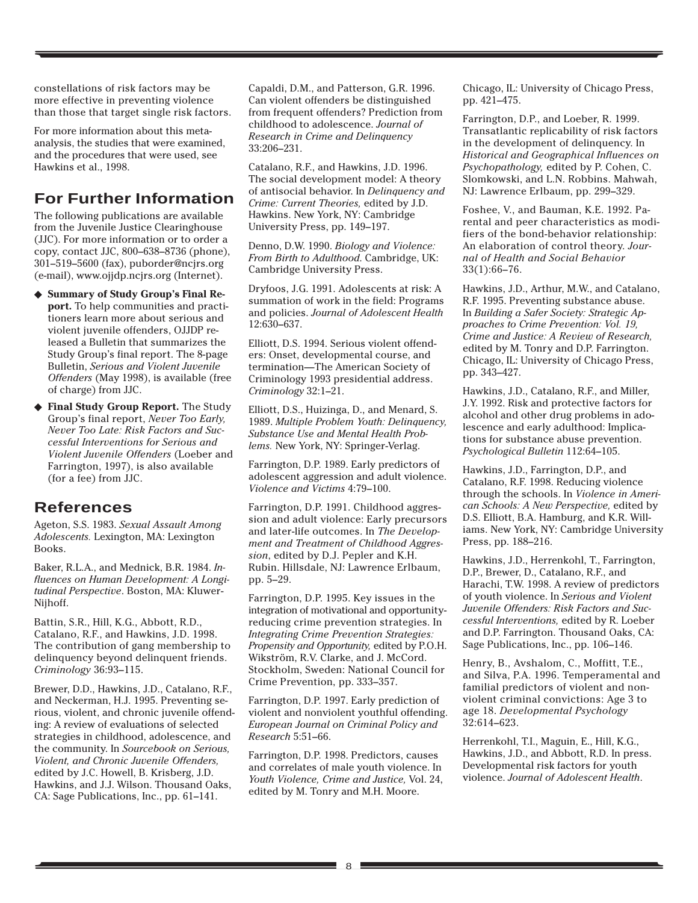constellations of risk factors may be more effective in preventing violence than those that target single risk factors.

For more information about this meta-analysis, the studies that were examined, and the procedures that were used, see Hawkins et al., 1998.

## For Further Information

The following publications are available from the Juvenile Justice Clearinghouse (JJC). For more information or to order a copy, contact JJC, 800–638–8736 (phone), 301–519–5600 (fax), puborder@ncjrs.org (e-mail), www.ojjdp.ncjrs.org (Internet).

- **Summary of Study Group's Final Report.** To help communities and practitioners learn more about serious and violent juvenile offenders, OJJDP released a Bulletin that summarizes the Study Group's final report. The 8-page Bulletin, *Serious and Violent Juvenile Offenders* (May 1998), is available (free of charge) from JJC.
- **Final Study Group Report.** The Study Group's final report, *Never Too Early, Never Too Late: Risk Factors and Successful Interventions for Serious and Violent Juvenile Offenders* (Loeber and Farrington, 1997), is also available (for a fee) from JJC.

## References

Ageton, S.S. 1983. *Sexual Assault Among Adolescents.* Lexington, MA: Lexington Books.

Baker, R.L.A., and Mednick, B.R. 1984. *Influences on Human Development: A Longitudinal Perspective*. Boston, MA: Kluwer-Nijhoff.

Battin, S.R., Hill, K.G., Abbott, R.D., Catalano, R.F., and Hawkins, J.D. 1998. The contribution of gang membership to delinquency beyond delinquent friends. *Criminology* 36:93–115.

Brewer, D.D., Hawkins, J.D., Catalano, R.F., and Neckerman, H.J. 1995. Preventing serious, violent, and chronic juvenile offending: A review of evaluations of selected strategies in childhood, adolescence, and the community. In *Sourcebook on Serious, Violent, and Chronic Juvenile Offenders,* edited by J.C. Howell, B. Krisberg, J.D. Hawkins, and J.J. Wilson. Thousand Oaks, CA: Sage Publications, Inc., pp. 61–141.

Capaldi, D.M., and Patterson, G.R. 1996. Can violent offenders be distinguished from frequent offenders? Prediction from childhood to adolescence. *Journal of Research in Crime and Delinquency* 33:206–231.

Catalano, R.F., and Hawkins, J.D. 1996. The social development model: A theory of antisocial behavior. In *Delinquency and Crime: Current Theories,* edited by J.D. Hawkins. New York, NY: Cambridge University Press, pp. 149–197.

Denno, D.W. 1990. *Biology and Violence: From Birth to Adulthood.* Cambridge, UK: Cambridge University Press.

Dryfoos, J.G. 1991. Adolescents at risk: A summation of work in the field: Programs and policies. *Journal of Adolescent Health* 12:630–637.

Elliott, D.S. 1994. Serious violent offenders: Onset, developmental course, and termination—The American Society of Criminology 1993 presidential address. *Criminology* 32:1–21.

Elliott, D.S., Huizinga, D., and Menard, S. 1989. *Multiple Problem Youth: Delinquency, Substance Use and Mental Health Problems.* New York, NY: Springer-Verlag.

Farrington, D.P. 1989. Early predictors of adolescent aggression and adult violence. *Violence and Victims* 4:79–100.

Farrington, D.P. 1991. Childhood aggression and adult violence: Early precursors and later-life outcomes. In *The Development and Treatment of Childhood Aggression*, edited by D.J. Pepler and K.H. Rubin. Hillsdale, NJ: Lawrence Erlbaum, pp. 5–29.

Farrington, D.P. 1995. Key issues in the integration of motivational and opportunity-reducing crime prevention strategies. In *Integrating Crime Prevention Strategies: Propensity and Opportunity,* edited by P.O.H. Wikström, R.V. Clarke, and J. McCord. Stockholm, Sweden: National Council for Crime Prevention, pp. 333–357.

Farrington, D.P. 1997. Early prediction of violent and nonviolent youthful offending. *European Journal on Criminal Policy and Research* 5:51–66.

Farrington, D.P. 1998. Predictors, causes and correlates of male youth violence. In *Youth Violence, Crime and Justice,* Vol. 24, edited by M. Tonry and M.H. Moore. Chicago, IL: University of Chicago Press, pp. 421–475.

Farrington, D.P., and Loeber, R. 1999. Transatlantic replicability of risk factors in the development of delinquency. In *Historical and Geographical Influences on Psychopathology,* edited by P. Cohen, C. Slomkowski, and L.N. Robbins. Mahwah, NJ: Lawrence Erlbaum, pp. 299–329.

Foshee, V., and Bauman, K.E. 1992. Parental and peer characteristics as modifiers of the bond-behavior relationship: An elaboration of control theory. *Journal of Health and Social Behavior* 33(1):66–76.

Hawkins, J.D., Arthur, M.W., and Catalano, R.F. 1995. Preventing substance abuse. In *Building a Safer Society: Strategic Approaches to Crime Prevention: Vol. 19, Crime and Justice: A Review of Research,* edited by M. Tonry and D.P. Farrington. Chicago, IL: University of Chicago Press, pp. 343–427.

Hawkins, J.D., Catalano, R.F., and Miller, J.Y. 1992. Risk and protective factors for alcohol and other drug problems in adolescence and early adulthood: Implications for substance abuse prevention. *Psychological Bulletin* 112:64–105.

Hawkins, J.D., Farrington, D.P., and Catalano, R.F. 1998. Reducing violence through the schools. In *Violence in American Schools: A New Perspective,* edited by D.S. Elliott, B.A. Hamburg, and K.R. Williams. New York, NY: Cambridge University Press, pp. 188–216.

Hawkins, J.D., Herrenkohl, T., Farrington, D.P., Brewer, D., Catalano, R.F., and Harachi, T.W. 1998. A review of predictors of youth violence. In *Serious and Violent Juvenile Offenders: Risk Factors and Successful Interventions,* edited by R. Loeber and D.P. Farrington. Thousand Oaks, CA: Sage Publications, Inc., pp. 106–146.

Henry, B., Avshalom, C., Moffitt, T.E., and Silva, P.A. 1996. Temperamental and familial predictors of violent and nonviolent criminal convictions: Age 3 to age 18. *Developmental Psychology* 32:614–623.

Herrenkohl, T.I., Maguin, E., Hill, K.G., Hawkins, J.D., and Abbott, R.D. In press. Developmental risk factors for youth violence. *Journal of Adolescent Health.*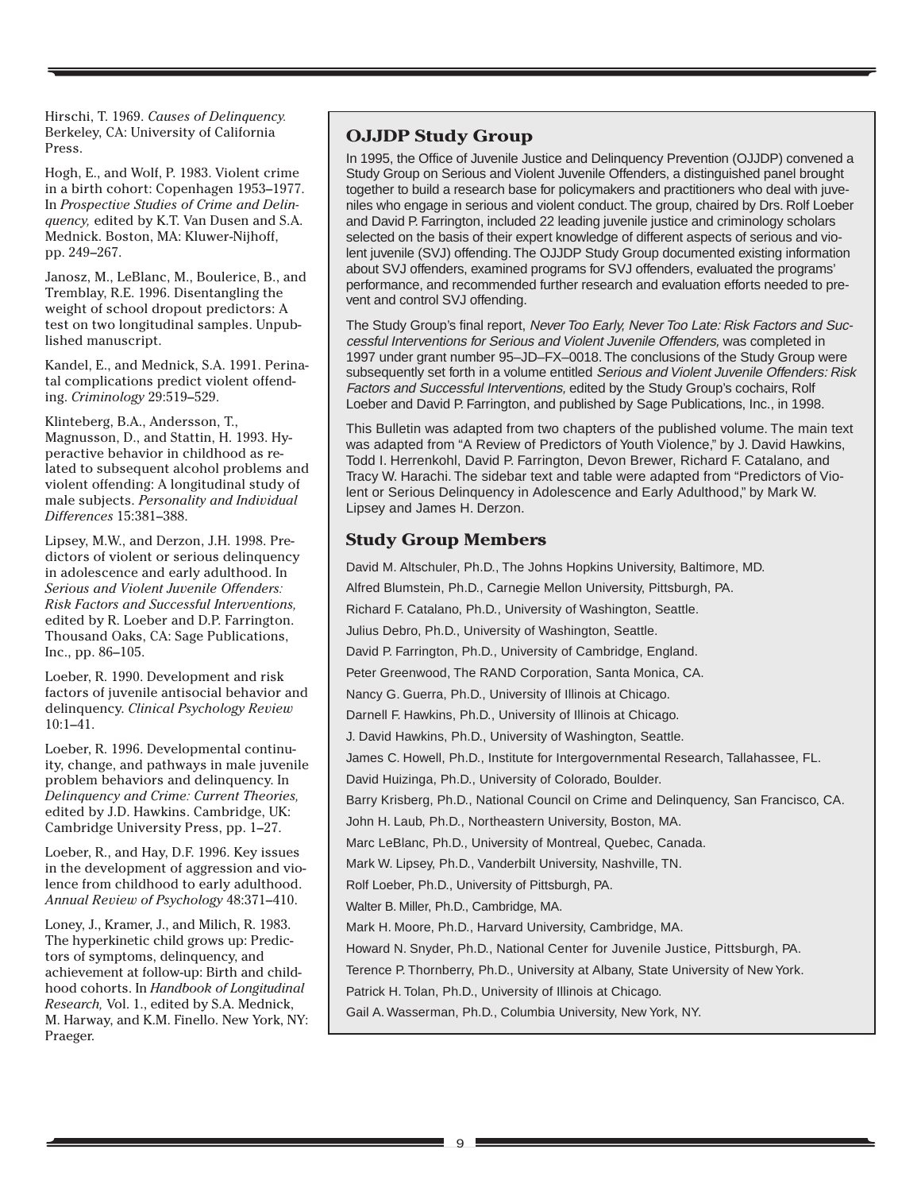Hirschi, T. 1969. *Causes of Delinquency.* Berkeley, CA: University of California Press.

Hogh, E., and Wolf, P. 1983. Violent crime in a birth cohort: Copenhagen 1953–1977. In *Prospective Studies of Crime and Delinquency,* edited by K.T. Van Dusen and S.A. Mednick. Boston, MA: Kluwer-Nijhoff, pp. 249–267.

Janosz, M., LeBlanc, M., Boulerice, B., and Tremblay, R.E. 1996. Disentangling the weight of school dropout predictors: A test on two longitudinal samples. Unpublished manuscript.

Kandel, E., and Mednick, S.A. 1991. Perinatal complications predict violent offending. *Criminology* 29:519–529.

Klinteberg, B.A., Andersson, T., Magnusson, D., and Stattin, H. 1993. Hyperactive behavior in childhood as related to subsequent alcohol problems and violent offending: A longitudinal study of male subjects. *Personality and Individual Differences* 15:381–388.

Lipsey, M.W., and Derzon, J.H. 1998. Predictors of violent or serious delinquency in adolescence and early adulthood. In *Serious and Violent Juvenile Offenders: Risk Factors and Successful Interventions,* edited by R. Loeber and D.P. Farrington. Thousand Oaks, CA: Sage Publications, Inc., pp. 86–105.

Loeber, R. 1990. Development and risk factors of juvenile antisocial behavior and delinquency. *Clinical Psychology Review* 10:1–41.

Loeber, R. 1996. Developmental continuity, change, and pathways in male juvenile problem behaviors and delinquency. In *Delinquency and Crime: Current Theories,* edited by J.D. Hawkins. Cambridge, UK: Cambridge University Press, pp. 1–27.

Loeber, R., and Hay, D.F. 1996. Key issues in the development of aggression and violence from childhood to early adulthood. *Annual Review of Psychology* 48:371–410.

Loney, J., Kramer, J., and Milich, R. 1983. The hyperkinetic child grows up: Predictors of symptoms, delinquency, and achievement at follow-up: Birth and childhood cohorts. In *Handbook of Longitudinal Research,* Vol. 1., edited by S.A. Mednick, M. Harway, and K.M. Finello. New York, NY: Praeger.

## OJJDP Study Group

In 1995, the Office of Juvenile Justice and Delinquency Prevention (OJJDP) convened a Study Group on Serious and Violent Juvenile Offenders, a distinguished panel brought together to build a research base for policymakers and practitioners who deal with juveniles who engage in serious and violent conduct. The group, chaired by Drs. Rolf Loeber and David P. Farrington, included 22 leading juvenile justice and criminology scholars selected on the basis of their expert knowledge of different aspects of serious and violent juvenile (SVJ) offending. The OJJDP Study Group documented existing information about SVJ offenders, examined programs for SVJ offenders, evaluated the programs' performance, and recommended further research and evaluation efforts needed to prevent and control SVJ offending.

The Study Group's final report, *Never Too Early, Never Too Late: Risk Factors and Successful Interventions for Serious and Violent Juvenile Offenders,* was completed in 1997 under grant number 95–JD–FX–0018. The conclusions of the Study Group were subsequently set forth in a volume entitled *Serious and Violent Juvenile Offenders: Risk Factors and Successful Interventions,* edited by the Study Group's cochairs, Rolf Loeber and David P. Farrington, and published by Sage Publications, Inc., in 1998.

This Bulletin was adapted from two chapters of the published volume. The main text was adapted from "A Review of Predictors of Youth Violence," by J. David Hawkins, Todd I. Herrenkohl, David P. Farrington, Devon Brewer, Richard F. Catalano, and Tracy W. Harachi. The sidebar text and table were adapted from "Predictors of Violent or Serious Delinquency in Adolescence and Early Adulthood," by Mark W. Lipsey and James H. Derzon.

### Study Group Members

David M. Altschuler, Ph.D., The Johns Hopkins University, Baltimore, MD.

Alfred Blumstein, Ph.D., Carnegie Mellon University, Pittsburgh, PA.

Richard F. Catalano, Ph.D., University of Washington, Seattle.

Julius Debro, Ph.D., University of Washington, Seattle.

David P. Farrington, Ph.D., University of Cambridge, England.

Peter Greenwood, The RAND Corporation, Santa Monica, CA.

Nancy G. Guerra, Ph.D., University of Illinois at Chicago.

Darnell F. Hawkins, Ph.D., University of Illinois at Chicago.

J. David Hawkins, Ph.D., University of Washington, Seattle.

James C. Howell, Ph.D., Institute for Intergovernmental Research, Tallahassee, FL.

David Huizinga, Ph.D., University of Colorado, Boulder.

Barry Krisberg, Ph.D., National Council on Crime and Delinquency, San Francisco, CA.

John H. Laub, Ph.D., Northeastern University, Boston, MA.

Marc LeBlanc, Ph.D., University of Montreal, Quebec, Canada.

Mark W. Lipsey, Ph.D., Vanderbilt University, Nashville, TN.

Rolf Loeber, Ph.D., University of Pittsburgh, PA.

Walter B. Miller, Ph.D., Cambridge, MA.

Mark H. Moore, Ph.D., Harvard University, Cambridge, MA.

Howard N. Snyder, Ph.D., National Center for Juvenile Justice, Pittsburgh, PA.

Terence P. Thornberry, Ph.D., University at Albany, State University of New York.

Patrick H. Tolan, Ph.D., University of Illinois at Chicago.

Gail A. Wasserman, Ph.D., Columbia University, New York, NY.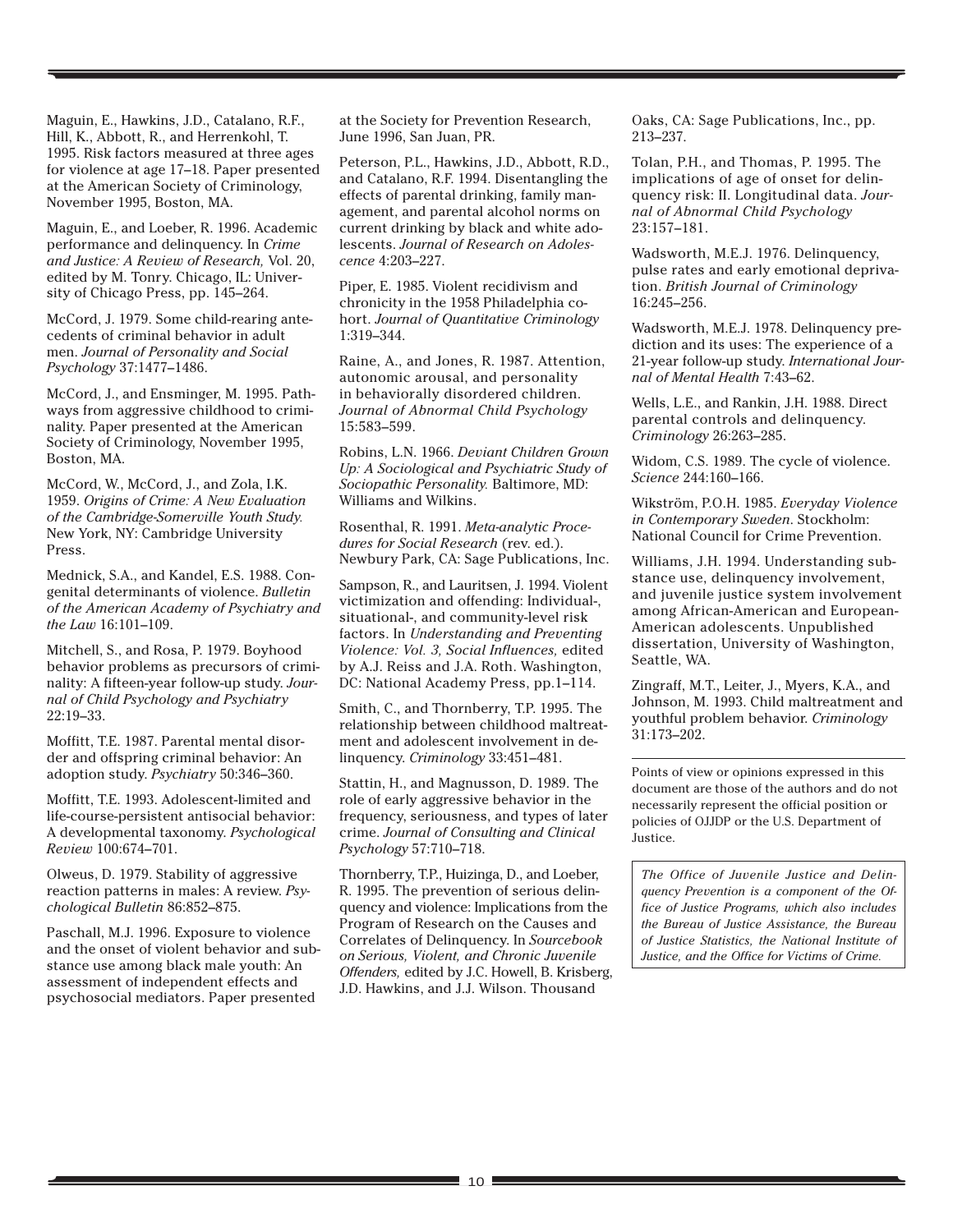Maguin, E., Hawkins, J.D., Catalano, R.F., Hill, K., Abbott, R., and Herrenkohl, T. 1995. Risk factors measured at three ages for violence at age 17–18. Paper presented at the American Society of Criminology, November 1995, Boston, MA.

Maguin, E., and Loeber, R. 1996. Academic performance and delinquency. In *Crime and Justice: A Review of Research,* Vol. 20, edited by M. Tonry. Chicago, IL: University of Chicago Press, pp. 145–264.

McCord, J. 1979. Some child-rearing antecedents of criminal behavior in adult men. *Journal of Personality and Social Psychology* 37:1477–1486.

McCord, J., and Ensminger, M. 1995. Pathways from aggressive childhood to criminality. Paper presented at the American Society of Criminology, November 1995, Boston, MA.

McCord, W., McCord, J., and Zola, I.K. 1959. *Origins of Crime: A New Evaluation of the Cambridge-Somerville Youth Study.* New York, NY: Cambridge University Press.

Mednick, S.A., and Kandel, E.S. 1988. Congenital determinants of violence. *Bulletin of the American Academy of Psychiatry and the Law* 16:101–109.

Mitchell, S., and Rosa, P. 1979. Boyhood behavior problems as precursors of criminality: A fifteen-year follow-up study. *Journal of Child Psychology and Psychiatry* 22:19–33.

Moffitt, T.E. 1987. Parental mental disorder and offspring criminal behavior: An adoption study. *Psychiatry* 50:346–360.

Moffitt, T.E. 1993. Adolescent-limited and life-course-persistent antisocial behavior: A developmental taxonomy. *Psychological Review* 100:674–701.

Olweus, D. 1979. Stability of aggressive reaction patterns in males: A review. *Psychological Bulletin* 86:852–875.

Paschall, M.J. 1996. Exposure to violence and the onset of violent behavior and substance use among black male youth: An assessment of independent effects and psychosocial mediators. Paper presented at the Society for Prevention Research, June 1996, San Juan, PR.

Peterson, P.L., Hawkins, J.D., Abbott, R.D., and Catalano, R.F. 1994. Disentangling the effects of parental drinking, family management, and parental alcohol norms on current drinking by black and white adolescents. *Journal of Research on Adolescence* 4:203–227.

Piper, E. 1985. Violent recidivism and chronicity in the 1958 Philadelphia cohort. *Journal of Quantitative Criminology* 1:319–344.

Raine, A., and Jones, R. 1987. Attention, autonomic arousal, and personality in behaviorally disordered children. *Journal of Abnormal Child Psychology* 15:583–599.

Robins, L.N. 1966. *Deviant Children Grown Up: A Sociological and Psychiatric Study of Sociopathic Personality.* Baltimore, MD: Williams and Wilkins.

Rosenthal, R. 1991. *Meta-analytic Procedures for Social Research* (rev. ed.). Newbury Park, CA: Sage Publications, Inc.

Sampson, R., and Lauritsen, J. 1994. Violent victimization and offending: Individual-, situational-, and community-level risk factors. In *Understanding and Preventing Violence: Vol. 3, Social Influences,* edited by A.J. Reiss and J.A. Roth. Washington, DC: National Academy Press, pp.1–114.

Smith, C., and Thornberry, T.P. 1995. The relationship between childhood maltreatment and adolescent involvement in delinquency. *Criminology* 33:451–481.

Stattin, H., and Magnusson, D. 1989. The role of early aggressive behavior in the frequency, seriousness, and types of later crime. *Journal of Consulting and Clinical Psychology* 57:710–718.

Thornberry, T.P., Huizinga, D., and Loeber, R. 1995. The prevention of serious delinquency and violence: Implications from the Program of Research on the Causes and Correlates of Delinquency. In *Sourcebook on Serious, Violent, and Chronic Juvenile Offenders,* edited by J.C. Howell, B. Krisberg, J.D. Hawkins, and J.J. Wilson. Thousand Oaks, CA: Sage Publications, Inc., pp. 213–237.

Tolan, P.H., and Thomas, P. 1995. The implications of age of onset for delinquency risk: II. Longitudinal data. *Journal of Abnormal Child Psychology* 23:157–181.

Wadsworth, M.E.J. 1976. Delinquency, pulse rates and early emotional deprivation. *British Journal of Criminology* 16:245–256.

Wadsworth, M.E.J. 1978. Delinquency prediction and its uses: The experience of a 21-year follow-up study. *International Journal of Mental Health* 7:43–62.

Wells, L.E., and Rankin, J.H. 1988. Direct parental controls and delinquency. *Criminology* 26:263–285.

Widom, C.S. 1989. The cycle of violence. *Science* 244:160–166.

Wikström, P.O.H. 1985. *Everyday Violence in Contemporary Sweden.* Stockholm: National Council for Crime Prevention.

Williams, J.H. 1994. Understanding substance use, delinquency involvement, and juvenile justice system involvement among African-American and European-American adolescents. Unpublished dissertation, University of Washington, Seattle, WA.

Zingraff, M.T., Leiter, J., Myers, K.A., and Johnson, M. 1993. Child maltreatment and youthful problem behavior. *Criminology* 31:173–202.

---

Points of view or opinions expressed in this document are those of the authors and do not necessarily represent the official position or policies of OJJDP or the U.S. Department of Justice.

*The Office of Juvenile Justice and Delinquency Prevention is a component of the Office of Justice Programs, which also includes the Bureau of Justice Assistance, the Bureau of Justice Statistics, the National Institute of Justice, and the Office for Victims of Crime.*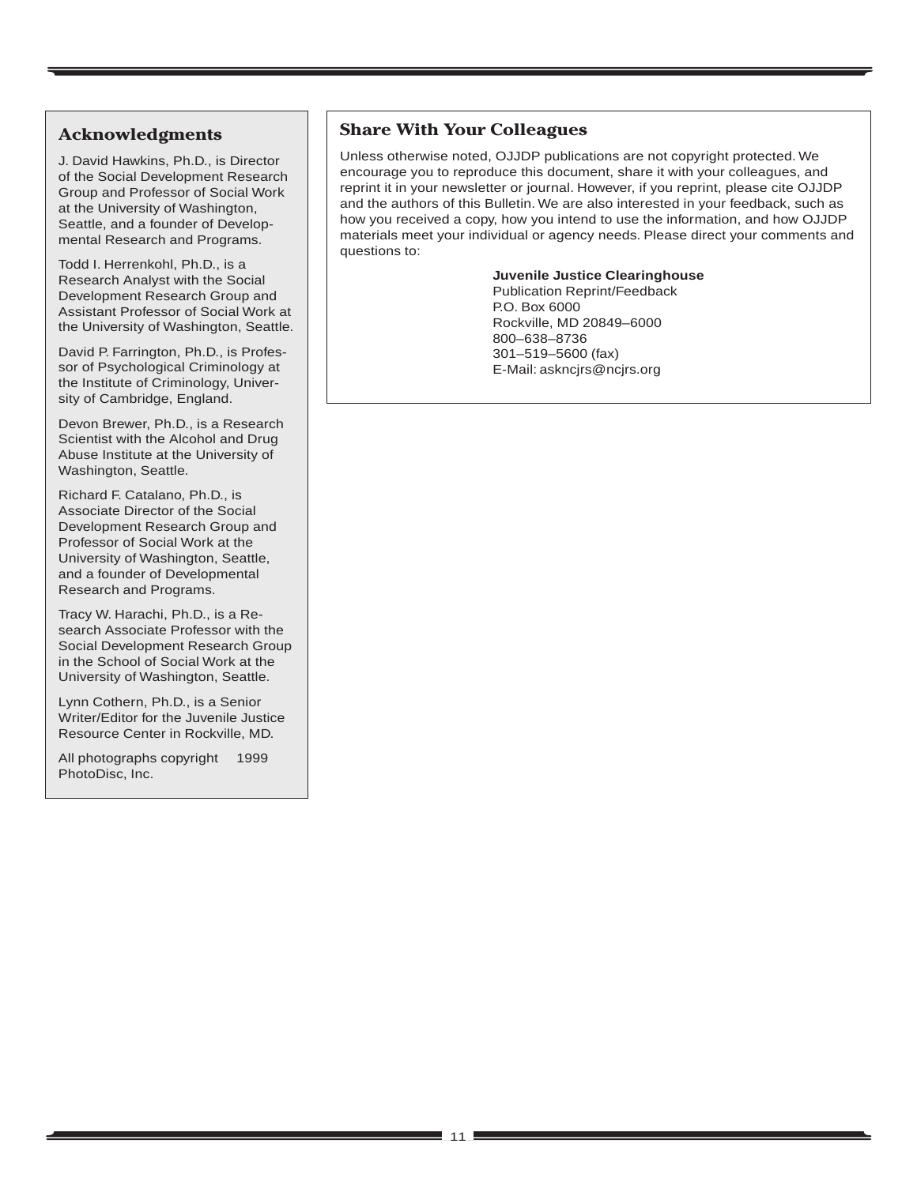## Acknowledgments

J. David Hawkins, Ph.D., is Director of the Social Development Research Group and Professor of Social Work at the University of Washington, Seattle, and a founder of Developmental Research and Programs.

Todd I. Herrenkohl, Ph.D., is a Research Analyst with the Social Development Research Group and Assistant Professor of Social Work at the University of Washington, Seattle.

David P. Farrington, Ph.D., is Professor of Psychological Criminology at the Institute of Criminology, University of Cambridge, England.

Devon Brewer, Ph.D., is a Research Scientist with the Alcohol and Drug Abuse Institute at the University of Washington, Seattle.

Richard F. Catalano, Ph.D., is Associate Director of the Social Development Research Group and Professor of Social Work at the University of Washington, Seattle, and a founder of Developmental Research and Programs.

Tracy W. Harachi, Ph.D., is a Research Associate Professor with the Social Development Research Group in the School of Social Work at the University of Washington, Seattle.

Lynn Cothern, Ph.D., is a Senior Writer/Editor for the Juvenile Justice Resource Center in Rockville, MD.

All photographs copyright 1999 PhotoDisc, Inc.

## Share With Your Colleagues

Unless otherwise noted, OJJDP publications are not copyright protected. We encourage you to reproduce this document, share it with your colleagues, and reprint it in your newsletter or journal. However, if you reprint, please cite OJJDP and the authors of this Bulletin. We are also interested in your feedback, such as how you received a copy, how you intend to use the information, and how OJJDP materials meet your individual or agency needs. Please direct your comments and questions to:

**Juvenile Justice Clearinghouse**
Publication Reprint/Feedback
P.O. Box 6000
Rockville, MD 20849–6000
800–638–8736
301–519–5600 (fax)
E-Mail: askncjrs@ncjrs.org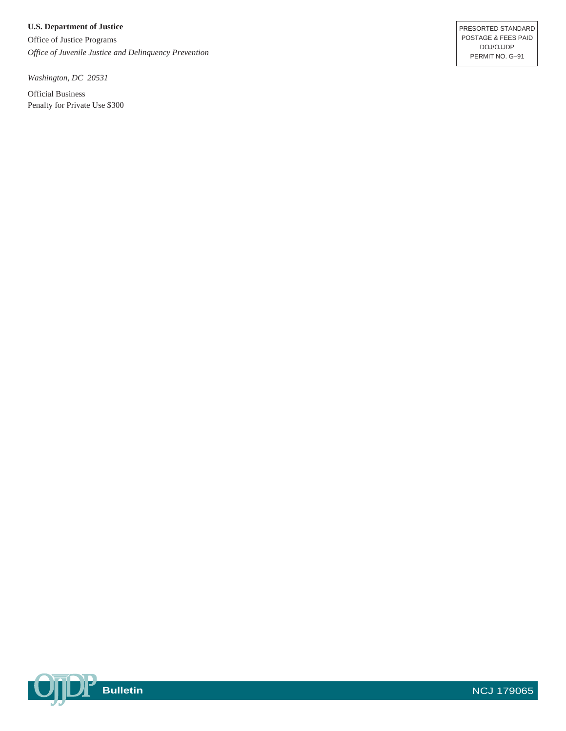**U.S. Department of Justice**

Office of Justice Programs

*Office of Juvenile Justice and Delinquency Prevention*

*Washington, DC 20531*

Official Business

Penalty for Private Use $300

PRESORTED STANDARD
POSTAGE & FEES PAID
DOJ/OJJDP
PERMIT NO. G–91

OJJDP **Bulletin** NCJ 179065